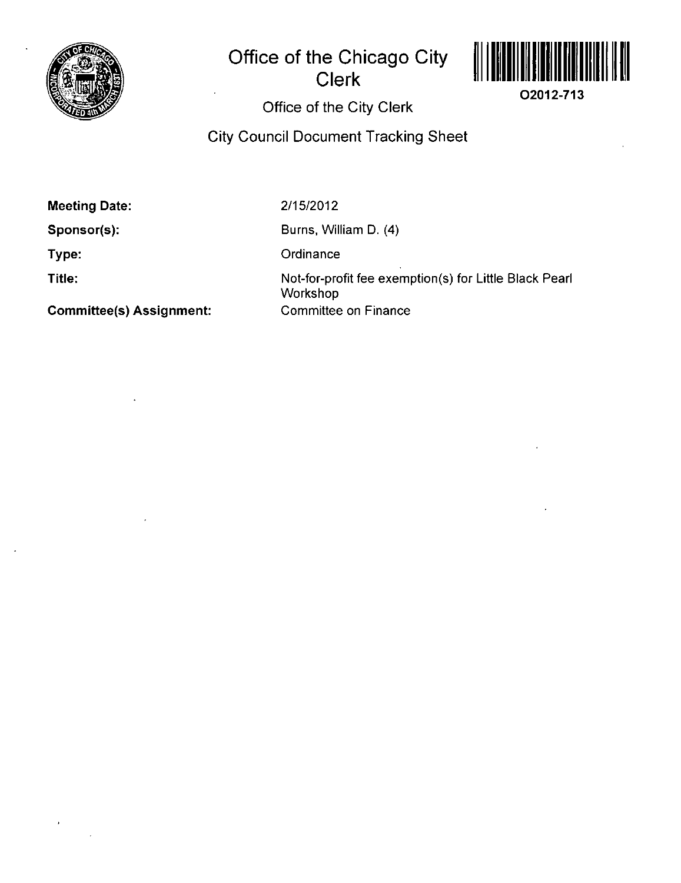# Office of the Chicago City Clerk

O2012-713

## Office of the City Clerk

## City Council Document Tracking Sheet

| | |
|---|---|
| **Meeting Date:** | 2/15/2012 |
| **Sponsor(s):** | Burns, William D. (4) |
| **Type:** | Ordinance |
| **Title:** | Not-for-profit fee exemption(s) for Little Black Pearl Workshop |
| **Committee(s) Assignment:** | Committee on Finance |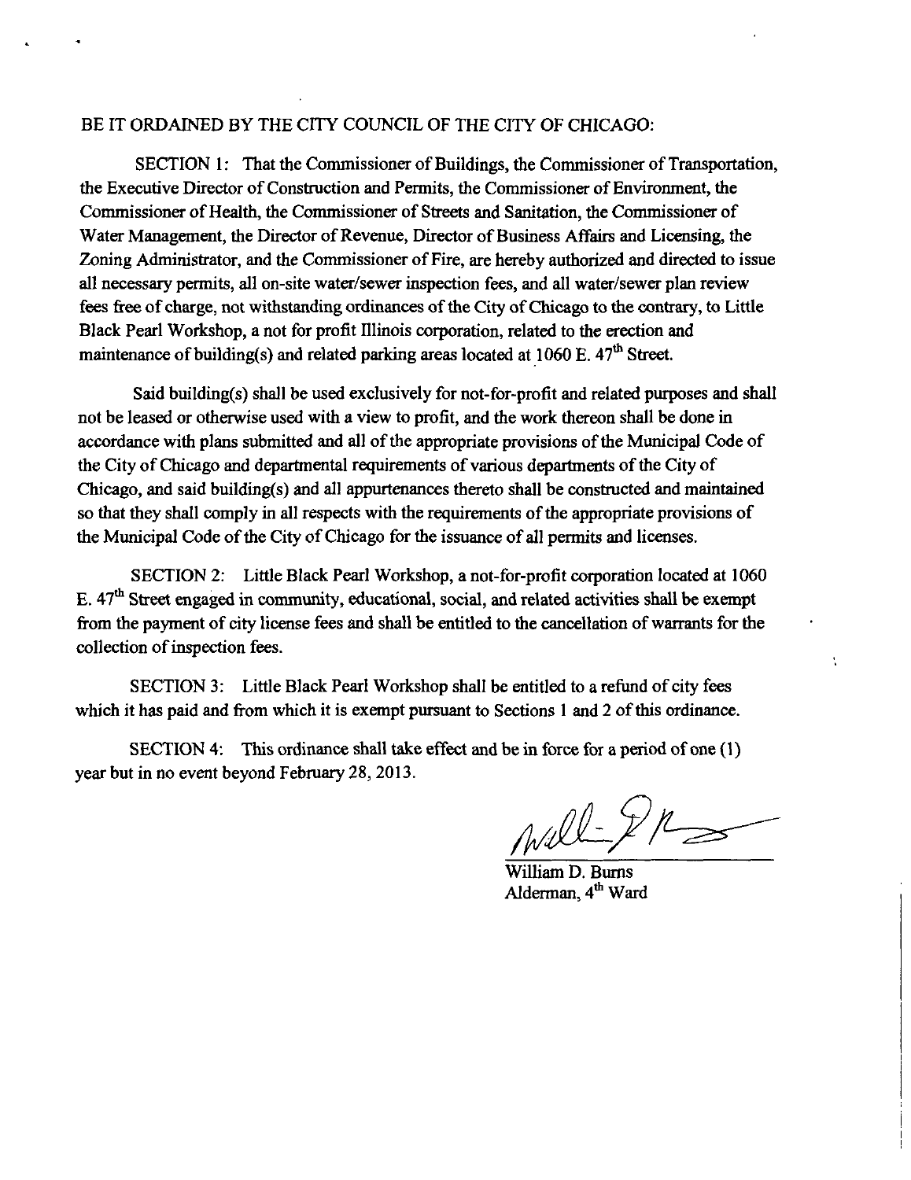BE IT ORDAINED BY THE CITY COUNCIL OF THE CITY OF CHICAGO:

SECTION 1: That the Commissioner of Buildings, the Commissioner of Transportation, the Executive Director of Construction and Permits, the Commissioner of Environment, the Commissioner of Health, the Commissioner of Streets and Sanitation, the Commissioner of Water Management, the Director of Revenue, Director of Business Affairs and Licensing, the Zoning Administrator, and the Commissioner of Fire, are hereby authorized and directed to issue all necessary permits, all on-site water/sewer inspection fees, and all water/sewer plan review fees free of charge, not withstanding ordinances of the City of Chicago to the contrary, to Little Black Pearl Workshop, a not for profit Illinois corporation, related to the erection and maintenance of building(s) and related parking areas located at 1060 E. 47th Street.

Said building(s) shall be used exclusively for not-for-profit and related purposes and shall not be leased or otherwise used with a view to profit, and the work thereon shall be done in accordance with plans submitted and all of the appropriate provisions of the Municipal Code of the City of Chicago and departmental requirements of various departments of the City of Chicago, and said building(s) and all appurtenances thereto shall be constructed and maintained so that they shall comply in all respects with the requirements of the appropriate provisions of the Municipal Code of the City of Chicago for the issuance of all permits and licenses.

SECTION 2: Little Black Pearl Workshop, a not-for-profit corporation located at 1060 E. 47th Street engaged in community, educational, social, and related activities shall be exempt from the payment of city license fees and shall be entitled to the cancellation of warrants for the collection of inspection fees.

SECTION 3: Little Black Pearl Workshop shall be entitled to a refund of city fees which it has paid and from which it is exempt pursuant to Sections 1 and 2 of this ordinance.

SECTION 4: This ordinance shall take effect and be in force for a period of one (1) year but in no event beyond February 28, 2013.

William D. Burns
Alderman, 4th Ward